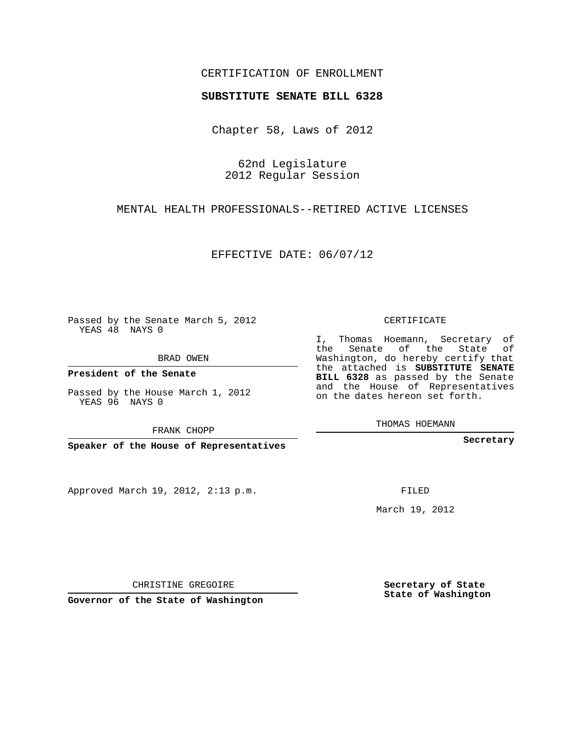CERTIFICATION OF ENROLLMENT

**SUBSTITUTE SENATE BILL 6328**

Chapter 58, Laws of 2012

62nd Legislature
2012 Regular Session

MENTAL HEALTH PROFESSIONALS--RETIRED ACTIVE LICENSES

EFFECTIVE DATE: 06/07/12

Passed by the Senate March 5, 2012
YEAS 48 NAYS 0

BRAD OWEN

**President of the Senate**

Passed by the House March 1, 2012
YEAS 96 NAYS 0

FRANK CHOPP

**Speaker of the House of Representatives**

CERTIFICATE

I, Thomas Hoemann, Secretary of the Senate of the State of Washington, do hereby certify that the attached is **SUBSTITUTE SENATE BILL 6328** as passed by the Senate and the House of Representatives on the dates hereon set forth.

THOMAS HOEMANN

**Secretary**

Approved March 19, 2012, 2:13 p.m.

FILED

March 19, 2012

CHRISTINE GREGOIRE

**Governor of the State of Washington**

**Secretary of State**
**State of Washington**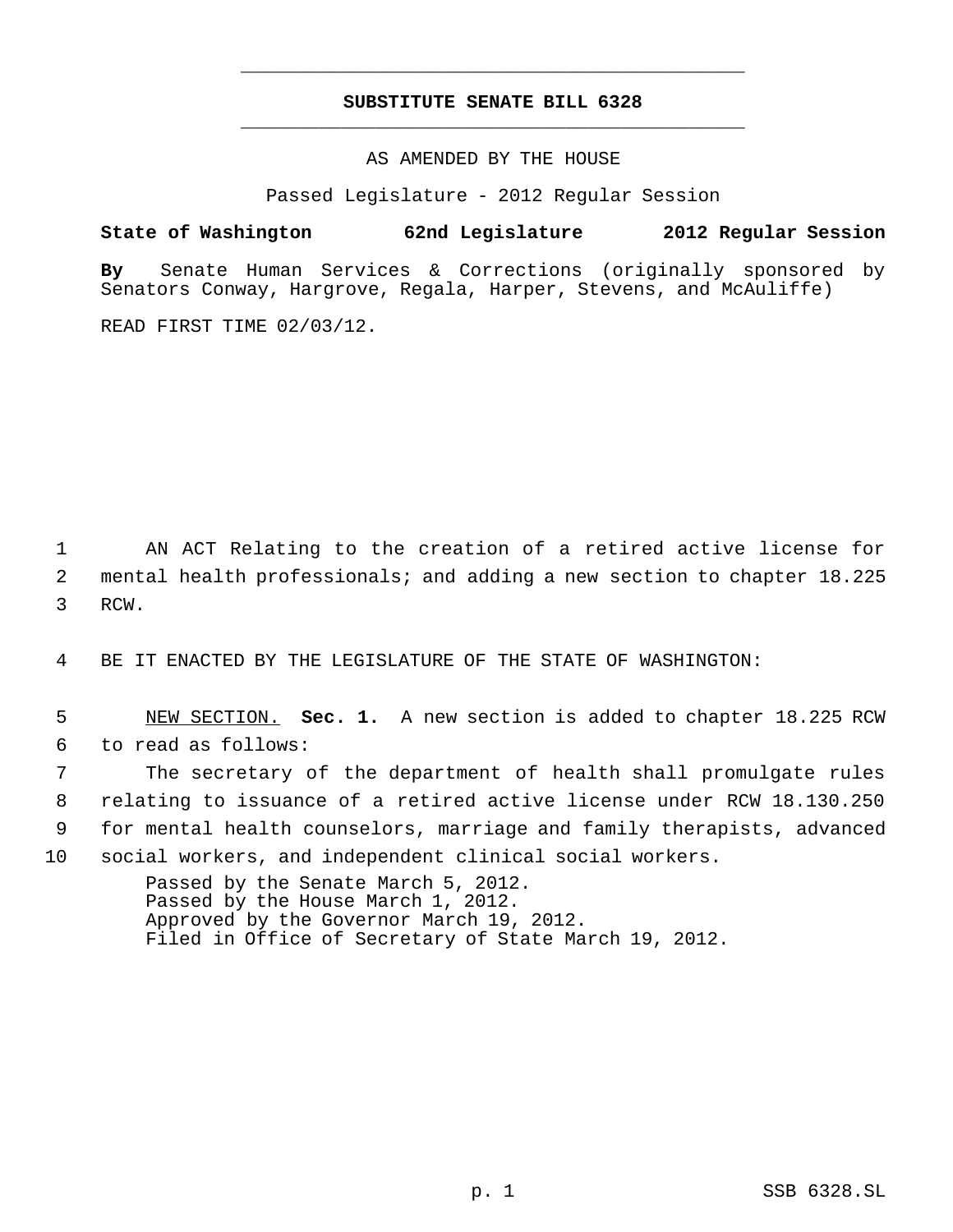# SUBSTITUTE SENATE BILL 6328

AS AMENDED BY THE HOUSE

Passed Legislature - 2012 Regular Session

**State of Washington 62nd Legislature 2012 Regular Session**

**By** Senate Human Services & Corrections (originally sponsored by Senators Conway, Hargrove, Regala, Harper, Stevens, and McAuliffe)

READ FIRST TIME 02/03/12.

AN ACT Relating to the creation of a retired active license for mental health professionals; and adding a new section to chapter 18.225 RCW.

BE IT ENACTED BY THE LEGISLATURE OF THE STATE OF WASHINGTON:

NEW SECTION. **Sec. 1.** A new section is added to chapter 18.225 RCW to read as follows:

The secretary of the department of health shall promulgate rules relating to issuance of a retired active license under RCW 18.130.250 for mental health counselors, marriage and family therapists, advanced social workers, and independent clinical social workers.

Passed by the Senate March 5, 2012.
Passed by the House March 1, 2012.
Approved by the Governor March 19, 2012.
Filed in Office of Secretary of State March 19, 2012.